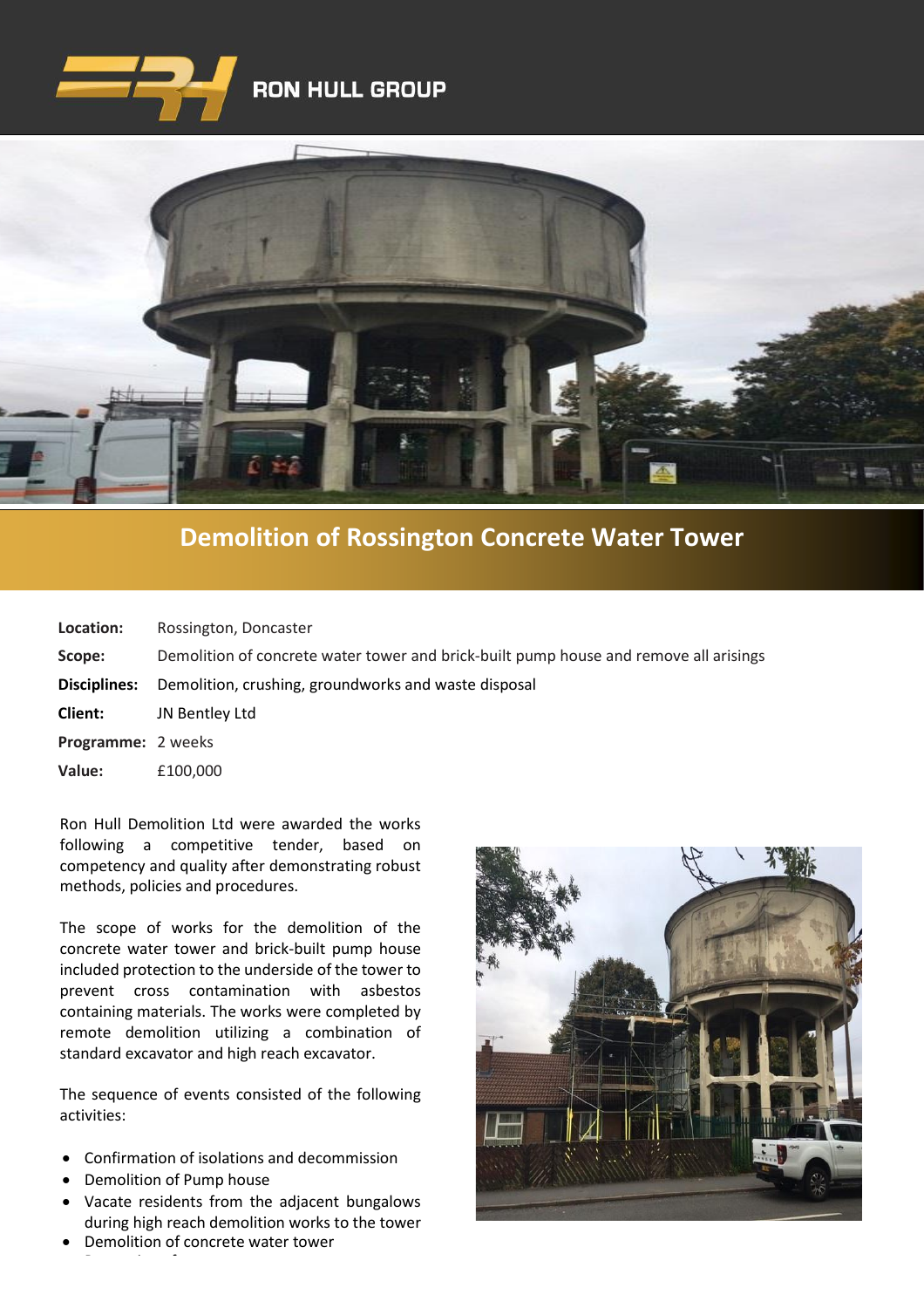RON HULL GROUP

# Demolition of Rossington Concrete Water Tower

**Location:** Rossington, Doncaster

**Scope:** Demolition of concrete water tower and brick-built pump house and remove all arisings

**Disciplines:** Demolition, crushing, groundworks and waste disposal

**Client:** JN Bentley Ltd

**Programme:** 2 weeks

**Value:** £100,000

Ron Hull Demolition Ltd were awarded the works following a competitive tender, based on competency and quality after demonstrating robust methods, policies and procedures.

The scope of works for the demolition of the concrete water tower and brick-built pump house included protection to the underside of the tower to prevent cross contamination with asbestos containing materials. The works were completed by remote demolition utilizing a combination of standard excavator and high reach excavator.

The sequence of events consisted of the following activities:

- Confirmation of isolations and decommission
- Demolition of Pump house
- Vacate residents from the adjacent bungalows during high reach demolition works to the tower
- Demolition of concrete water tower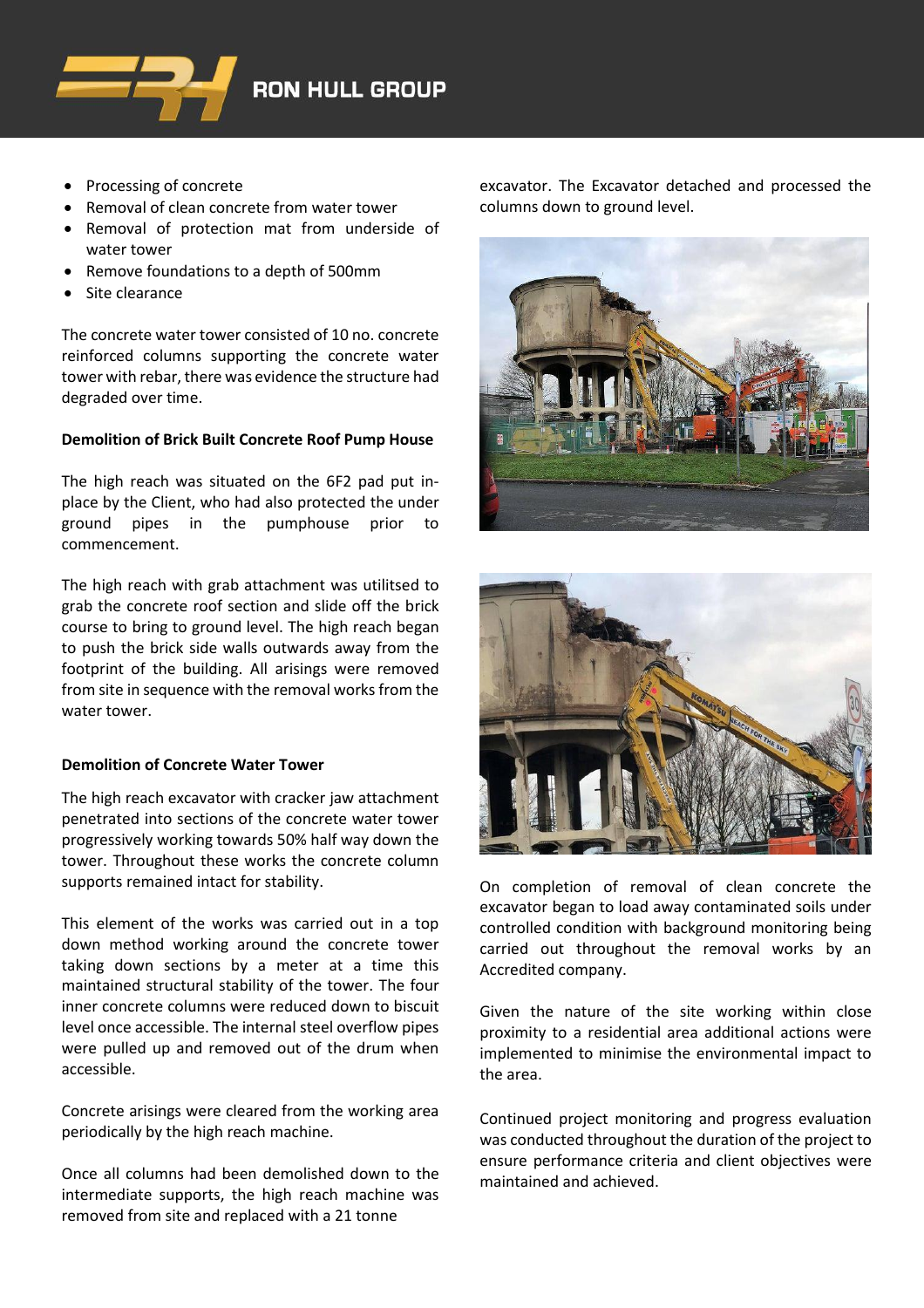- Processing of concrete
- Removal of clean concrete from water tower
- Removal of protection mat from underside of water tower
- Remove foundations to a depth of 500mm
- Site clearance

The concrete water tower consisted of 10 no. concrete reinforced columns supporting the concrete water tower with rebar, there was evidence the structure had degraded over time.

**Demolition of Brick Built Concrete Roof Pump House**

The high reach was situated on the 6F2 pad put in-place by the Client, who had also protected the under ground pipes in the pumphouse prior to commencement.

The high reach with grab attachment was utilitsed to grab the concrete roof section and slide off the brick course to bring to ground level. The high reach began to push the brick side walls outwards away from the footprint of the building. All arisings were removed from site in sequence with the removal works from the water tower.

**Demolition of Concrete Water Tower**

The high reach excavator with cracker jaw attachment penetrated into sections of the concrete water tower progressively working towards 50% half way down the tower. Throughout these works the concrete column supports remained intact for stability.

This element of the works was carried out in a top down method working around the concrete tower taking down sections by a meter at a time this maintained structural stability of the tower. The four inner concrete columns were reduced down to biscuit level once accessible. The internal steel overflow pipes were pulled up and removed out of the drum when accessible.

Concrete arisings were cleared from the working area periodically by the high reach machine.

Once all columns had been demolished down to the intermediate supports, the high reach machine was removed from site and replaced with a 21 tonne excavator. The Excavator detached and processed the columns down to ground level.

On completion of removal of clean concrete the excavator began to load away contaminated soils under controlled condition with background monitoring being carried out throughout the removal works by an Accredited company.

Given the nature of the site working within close proximity to a residential area additional actions were implemented to minimise the environmental impact to the area.

Continued project monitoring and progress evaluation was conducted throughout the duration of the project to ensure performance criteria and client objectives were maintained and achieved.